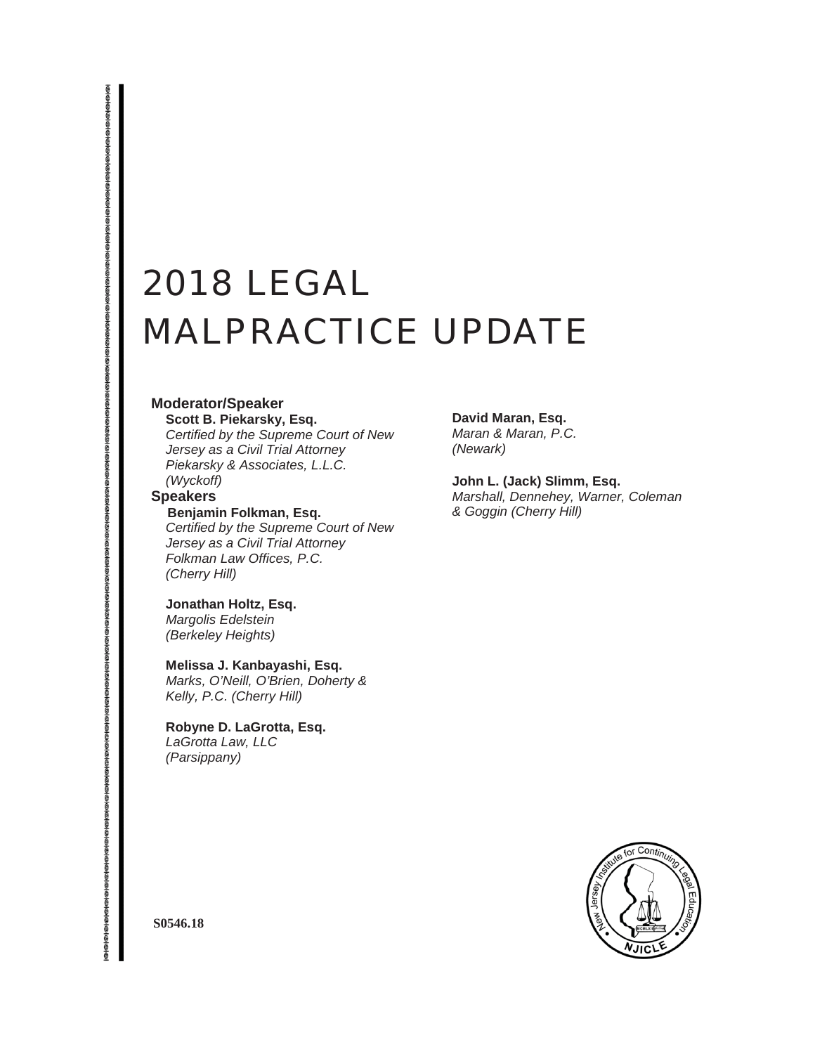# 2018 LEGAL MALPRACTICE UPDATE

**Moderator/Speaker**

**Scott B. Piekarsky, Esq.**
*Certified by the Supreme Court of New Jersey as a Civil Trial Attorney*
*Piekarsky & Associates, L.L.C.*
*(Wyckoff)*

**Speakers**

**Benjamin Folkman, Esq.**
*Certified by the Supreme Court of New Jersey as a Civil Trial Attorney*
*Folkman Law Offices, P.C.*
*(Cherry Hill)*

**Jonathan Holtz, Esq.**
*Margolis Edelstein*
*(Berkeley Heights)*

**Melissa J. Kanbayashi, Esq.**
*Marks, O'Neill, O'Brien, Doherty & Kelly, P.C. (Cherry Hill)*

**Robyne D. LaGrotta, Esq.**
*LaGrotta Law, LLC*
*(Parsippany)*

**David Maran, Esq.**
*Maran & Maran, P.C.*
*(Newark)*

**John L. (Jack) Slimm, Esq.**
*Marshall, Dennehey, Warner, Coleman & Goggin (Cherry Hill)*

S0546.18

New Jersey Institute for Continuing Legal Education
NJICLE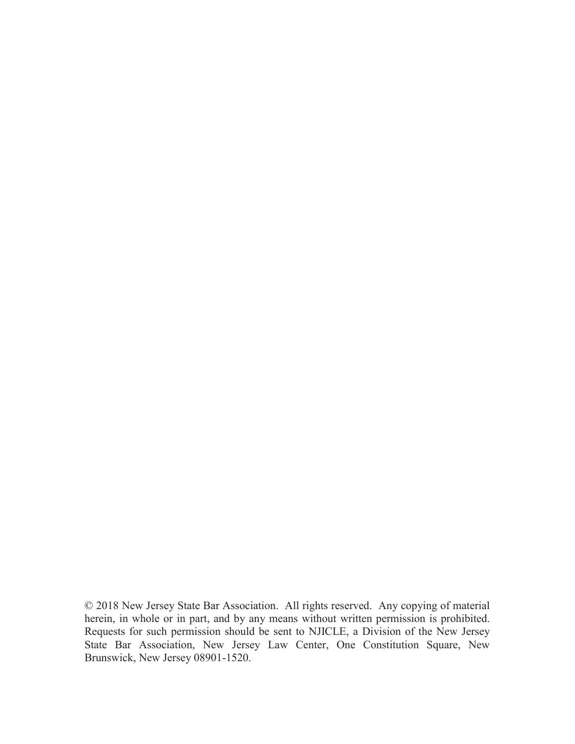© 2018 New Jersey State Bar Association. All rights reserved. Any copying of material herein, in whole or in part, and by any means without written permission is prohibited. Requests for such permission should be sent to NJICLE, a Division of the New Jersey State Bar Association, New Jersey Law Center, One Constitution Square, New Brunswick, New Jersey 08901-1520.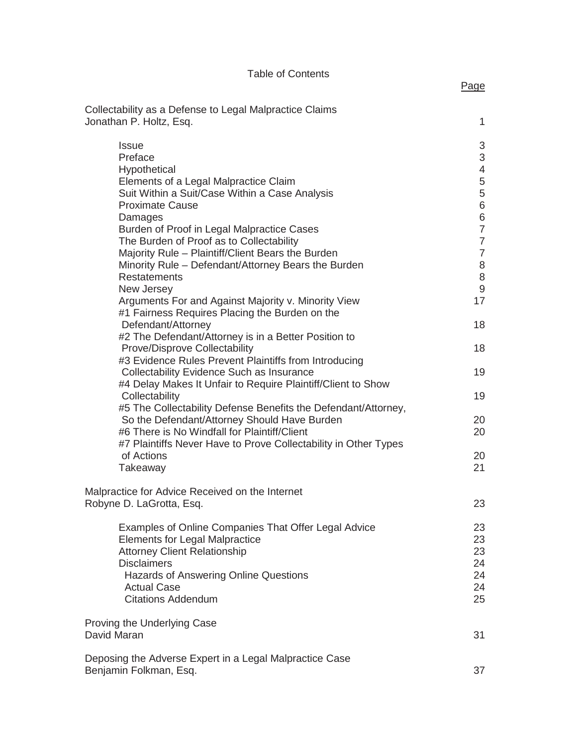# Table of Contents

| | Page |
|---|---|
| Collectability as a Defense to Legal Malpractice Claims<br>Jonathan P. Holtz, Esq. | 1 |
| Issue | 3 |
| Preface | 3 |
| Hypothetical | 4 |
| Elements of a Legal Malpractice Claim | 5 |
| Suit Within a Suit/Case Within a Case Analysis | 5 |
| Proximate Cause | 6 |
| Damages | 6 |
| Burden of Proof in Legal Malpractice Cases | 7 |
| The Burden of Proof as to Collectability | 7 |
| Majority Rule – Plaintiff/Client Bears the Burden | 7 |
| Minority Rule – Defendant/Attorney Bears the Burden | 8 |
| Restatements | 8 |
| New Jersey | 9 |
| Arguments For and Against Majority v. Minority View | 17 |
| #1 Fairness Requires Placing the Burden on the Defendant/Attorney | 18 |
| #2 The Defendant/Attorney is in a Better Position to Prove/Disprove Collectability | 18 |
| #3 Evidence Rules Prevent Plaintiffs from Introducing Collectability Evidence Such as Insurance | 19 |
| #4 Delay Makes It Unfair to Require Plaintiff/Client to Show Collectability | 19 |
| #5 The Collectability Defense Benefits the Defendant/Attorney, So the Defendant/Attorney Should Have Burden | 20 |
| #6 There is No Windfall for Plaintiff/Client | 20 |
| #7 Plaintiffs Never Have to Prove Collectability in Other Types of Actions | 20 |
| Takeaway | 21 |
| Malpractice for Advice Received on the Internet<br>Robyne D. LaGrotta, Esq. | 23 |
| Examples of Online Companies That Offer Legal Advice | 23 |
| Elements for Legal Malpractice | 23 |
| Attorney Client Relationship | 23 |
| Disclaimers | 24 |
| Hazards of Answering Online Questions | 24 |
| Actual Case | 24 |
| Citations Addendum | 25 |
| Proving the Underlying Case<br>David Maran | 31 |
| Deposing the Adverse Expert in a Legal Malpractice Case<br>Benjamin Folkman, Esq. | 37 |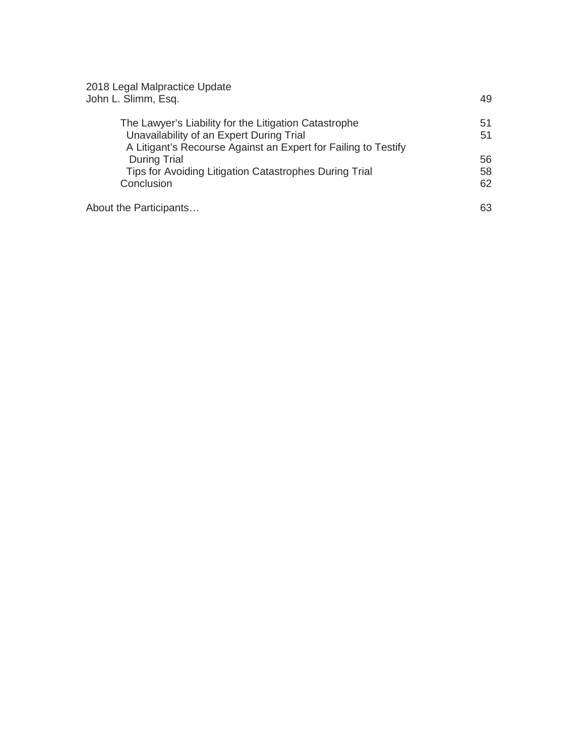| | |
|---|---|
| 2018 Legal Malpractice Update<br>John L. Slimm, Esq. | 49 |
| The Lawyer's Liability for the Litigation Catastrophe | 51 |
| Unavailability of an Expert During Trial | 51 |
| A Litigant's Recourse Against an Expert for Failing to Testify During Trial | 56 |
| Tips for Avoiding Litigation Catastrophes During Trial | 58 |
| Conclusion | 62 |
| About the Participants… | 63 |